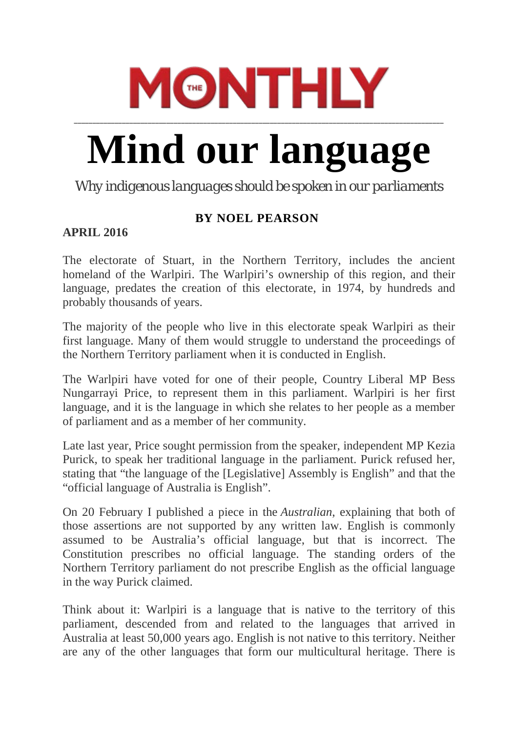# THE MONTHLY

# Mind our language

Why indigenous languages should be spoken in our parliaments

**BY NOEL PEARSON**

**APRIL 2016**

The electorate of Stuart, in the Northern Territory, includes the ancient homeland of the Warlpiri. The Warlpiri's ownership of this region, and their language, predates the creation of this electorate, in 1974, by hundreds and probably thousands of years.

The majority of the people who live in this electorate speak Warlpiri as their first language. Many of them would struggle to understand the proceedings of the Northern Territory parliament when it is conducted in English.

The Warlpiri have voted for one of their people, Country Liberal MP Bess Nungarrayi Price, to represent them in this parliament. Warlpiri is her first language, and it is the language in which she relates to her people as a member of parliament and as a member of her community.

Late last year, Price sought permission from the speaker, independent MP Kezia Purick, to speak her traditional language in the parliament. Purick refused her, stating that "the language of the [Legislative] Assembly is English" and that the "official language of Australia is English".

On 20 February I published a piece in the *Australian*, explaining that both of those assertions are not supported by any written law. English is commonly assumed to be Australia's official language, but that is incorrect. The Constitution prescribes no official language. The standing orders of the Northern Territory parliament do not prescribe English as the official language in the way Purick claimed.

Think about it: Warlpiri is a language that is native to the territory of this parliament, descended from and related to the languages that arrived in Australia at least 50,000 years ago. English is not native to this territory. Neither are any of the other languages that form our multicultural heritage. There is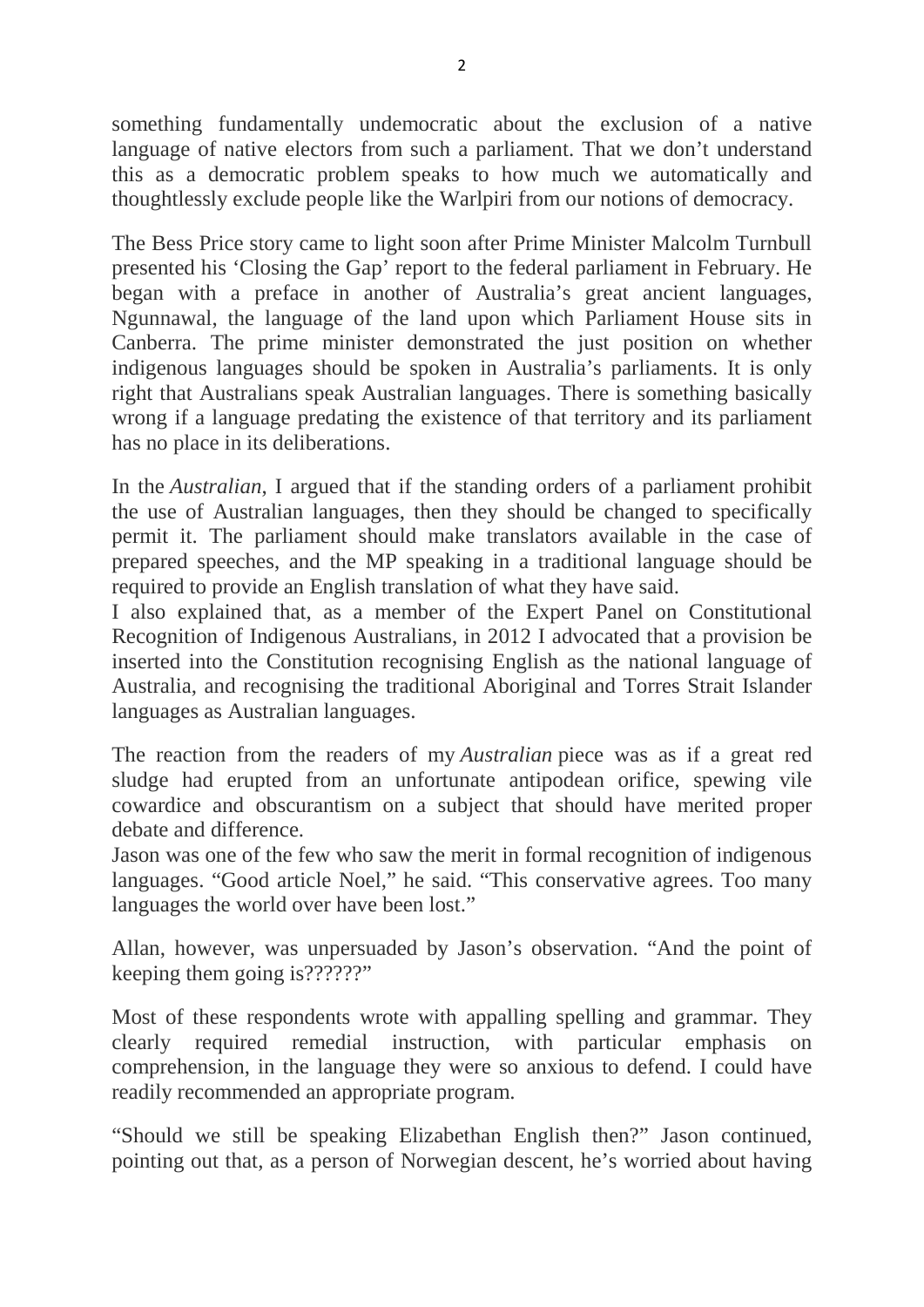something fundamentally undemocratic about the exclusion of a native language of native electors from such a parliament. That we don't understand this as a democratic problem speaks to how much we automatically and thoughtlessly exclude people like the Warlpiri from our notions of democracy.

The Bess Price story came to light soon after Prime Minister Malcolm Turnbull presented his 'Closing the Gap' report to the federal parliament in February. He began with a preface in another of Australia's great ancient languages, Ngunnawal, the language of the land upon which Parliament House sits in Canberra. The prime minister demonstrated the just position on whether indigenous languages should be spoken in Australia's parliaments. It is only right that Australians speak Australian languages. There is something basically wrong if a language predating the existence of that territory and its parliament has no place in its deliberations.

In the *Australian*, I argued that if the standing orders of a parliament prohibit the use of Australian languages, then they should be changed to specifically permit it. The parliament should make translators available in the case of prepared speeches, and the MP speaking in a traditional language should be required to provide an English translation of what they have said.

I also explained that, as a member of the Expert Panel on Constitutional Recognition of Indigenous Australians, in 2012 I advocated that a provision be inserted into the Constitution recognising English as the national language of Australia, and recognising the traditional Aboriginal and Torres Strait Islander languages as Australian languages.

The reaction from the readers of my *Australian* piece was as if a great red sludge had erupted from an unfortunate antipodean orifice, spewing vile cowardice and obscurantism on a subject that should have merited proper debate and difference.

Jason was one of the few who saw the merit in formal recognition of indigenous languages. "Good article Noel," he said. "This conservative agrees. Too many languages the world over have been lost."

Allan, however, was unpersuaded by Jason's observation. "And the point of keeping them going is??????"

Most of these respondents wrote with appalling spelling and grammar. They clearly required remedial instruction, with particular emphasis on comprehension, in the language they were so anxious to defend. I could have readily recommended an appropriate program.

"Should we still be speaking Elizabethan English then?" Jason continued, pointing out that, as a person of Norwegian descent, he's worried about having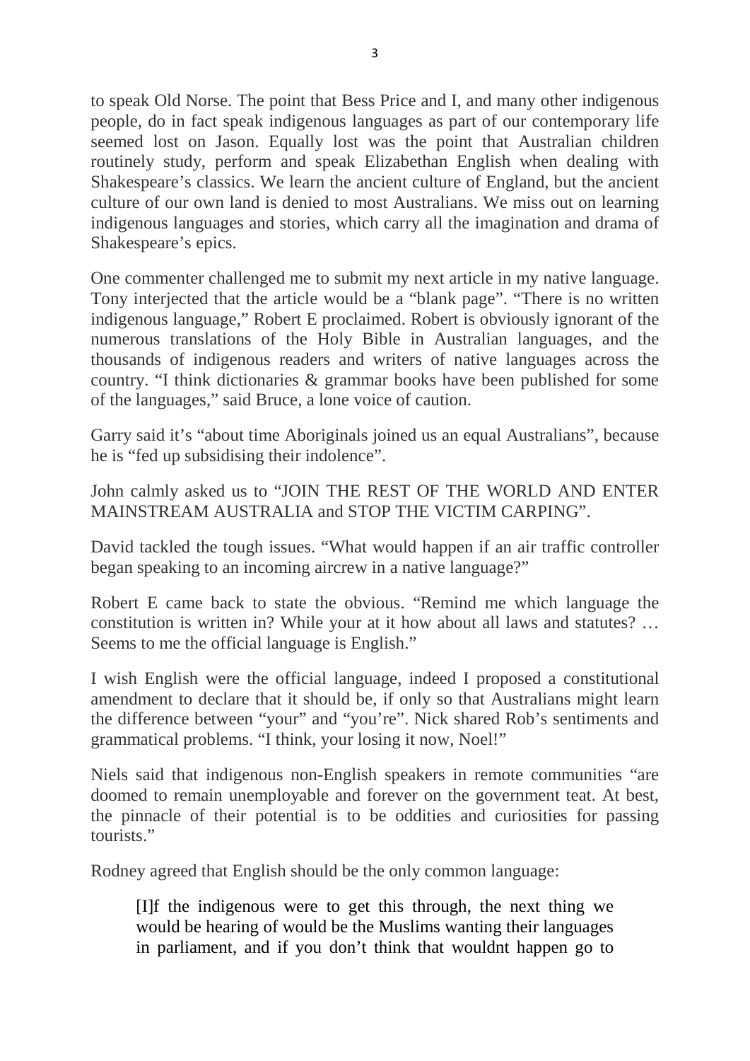to speak Old Norse. The point that Bess Price and I, and many other indigenous people, do in fact speak indigenous languages as part of our contemporary life seemed lost on Jason. Equally lost was the point that Australian children routinely study, perform and speak Elizabethan English when dealing with Shakespeare's classics. We learn the ancient culture of England, but the ancient culture of our own land is denied to most Australians. We miss out on learning indigenous languages and stories, which carry all the imagination and drama of Shakespeare's epics.

One commenter challenged me to submit my next article in my native language. Tony interjected that the article would be a "blank page". "There is no written indigenous language," Robert E proclaimed. Robert is obviously ignorant of the numerous translations of the Holy Bible in Australian languages, and the thousands of indigenous readers and writers of native languages across the country. "I think dictionaries & grammar books have been published for some of the languages," said Bruce, a lone voice of caution.

Garry said it's "about time Aboriginals joined us an equal Australians", because he is "fed up subsidising their indolence".

John calmly asked us to "JOIN THE REST OF THE WORLD AND ENTER MAINSTREAM AUSTRALIA and STOP THE VICTIM CARPING".

David tackled the tough issues. "What would happen if an air traffic controller began speaking to an incoming aircrew in a native language?"

Robert E came back to state the obvious. "Remind me which language the constitution is written in? While your at it how about all laws and statutes? … Seems to me the official language is English."

I wish English were the official language, indeed I proposed a constitutional amendment to declare that it should be, if only so that Australians might learn the difference between "your" and "you're". Nick shared Rob's sentiments and grammatical problems. "I think, your losing it now, Noel!"

Niels said that indigenous non-English speakers in remote communities "are doomed to remain unemployable and forever on the government teat. At best, the pinnacle of their potential is to be oddities and curiosities for passing tourists."

Rodney agreed that English should be the only common language:

> [I]f the indigenous were to get this through, the next thing we would be hearing of would be the Muslims wanting their languages in parliament, and if you don't think that wouldnt happen go to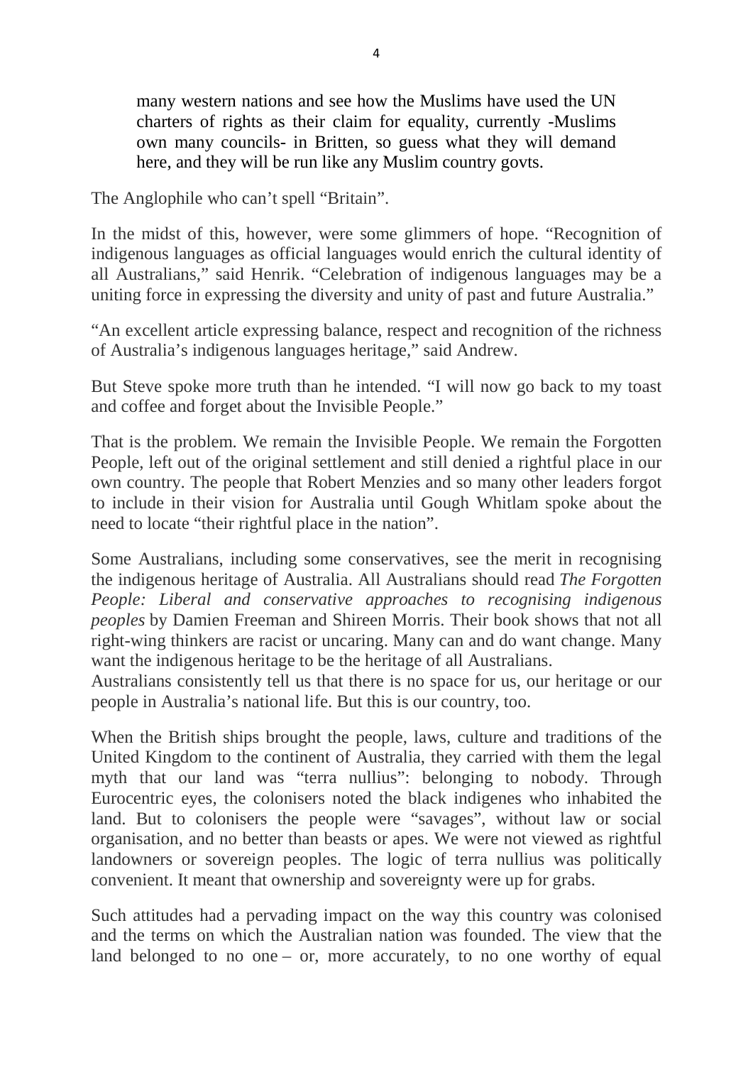> many western nations and see how the Muslims have used the UN charters of rights as their claim for equality, currently -Muslims own many councils- in Britten, so guess what they will demand here, and they will be run like any Muslim country govts.

The Anglophile who can't spell "Britain".

In the midst of this, however, were some glimmers of hope. "Recognition of indigenous languages as official languages would enrich the cultural identity of all Australians," said Henrik. "Celebration of indigenous languages may be a uniting force in expressing the diversity and unity of past and future Australia."

"An excellent article expressing balance, respect and recognition of the richness of Australia's indigenous languages heritage," said Andrew.

But Steve spoke more truth than he intended. "I will now go back to my toast and coffee and forget about the Invisible People."

That is the problem. We remain the Invisible People. We remain the Forgotten People, left out of the original settlement and still denied a rightful place in our own country. The people that Robert Menzies and so many other leaders forgot to include in their vision for Australia until Gough Whitlam spoke about the need to locate "their rightful place in the nation".

Some Australians, including some conservatives, see the merit in recognising the indigenous heritage of Australia. All Australians should read *The Forgotten People: Liberal and conservative approaches to recognising indigenous peoples* by Damien Freeman and Shireen Morris. Their book shows that not all right-wing thinkers are racist or uncaring. Many can and do want change. Many want the indigenous heritage to be the heritage of all Australians.
Australians consistently tell us that there is no space for us, our heritage or our people in Australia's national life. But this is our country, too.

When the British ships brought the people, laws, culture and traditions of the United Kingdom to the continent of Australia, they carried with them the legal myth that our land was "terra nullius": belonging to nobody. Through Eurocentric eyes, the colonisers noted the black indigenes who inhabited the land. But to colonisers the people were "savages", without law or social organisation, and no better than beasts or apes. We were not viewed as rightful landowners or sovereign peoples. The logic of terra nullius was politically convenient. It meant that ownership and sovereignty were up for grabs.

Such attitudes had a pervading impact on the way this country was colonised and the terms on which the Australian nation was founded. The view that the land belonged to no one – or, more accurately, to no one worthy of equal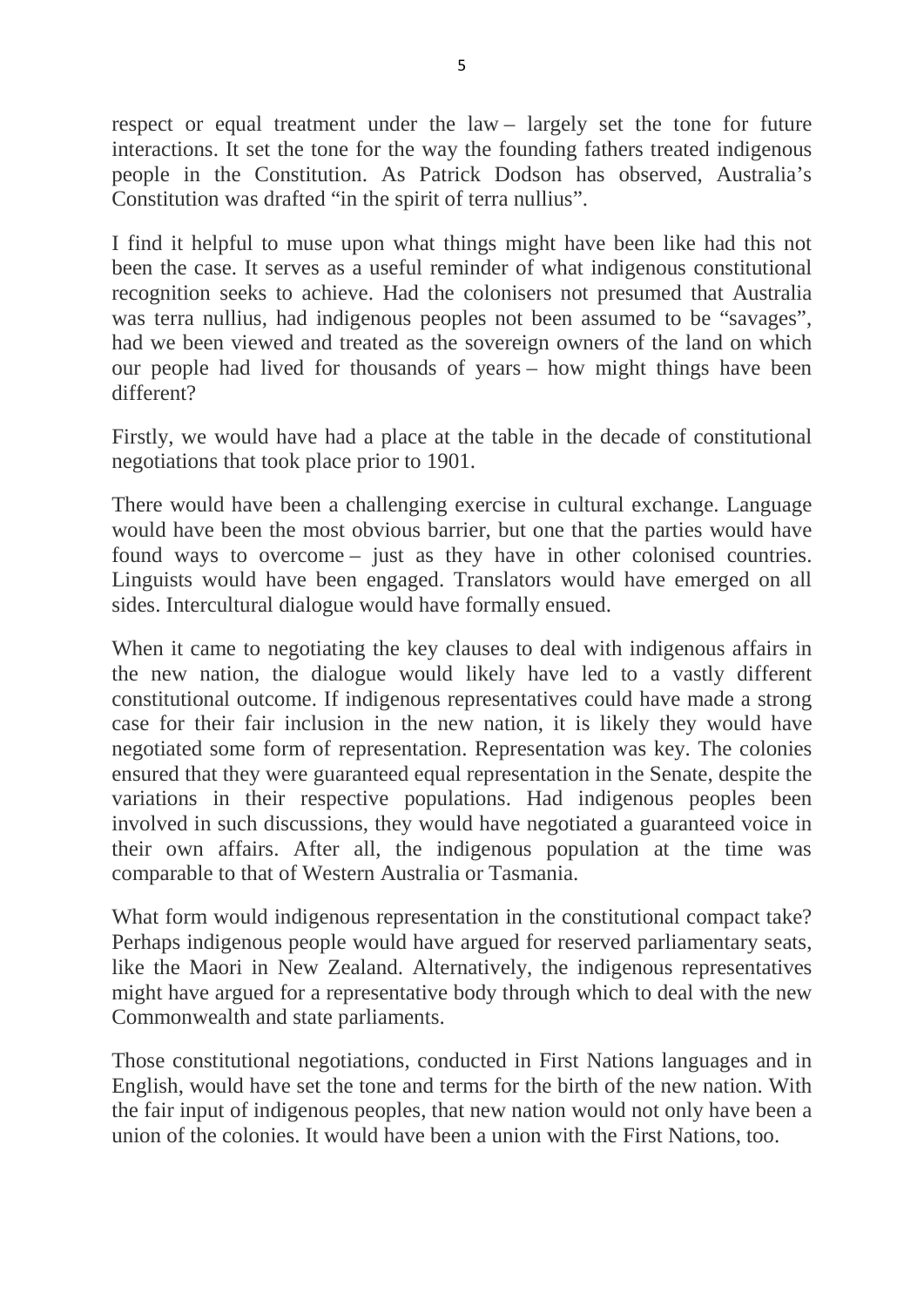respect or equal treatment under the law – largely set the tone for future interactions. It set the tone for the way the founding fathers treated indigenous people in the Constitution. As Patrick Dodson has observed, Australia's Constitution was drafted "in the spirit of terra nullius".

I find it helpful to muse upon what things might have been like had this not been the case. It serves as a useful reminder of what indigenous constitutional recognition seeks to achieve. Had the colonisers not presumed that Australia was terra nullius, had indigenous peoples not been assumed to be "savages", had we been viewed and treated as the sovereign owners of the land on which our people had lived for thousands of years – how might things have been different?

Firstly, we would have had a place at the table in the decade of constitutional negotiations that took place prior to 1901.

There would have been a challenging exercise in cultural exchange. Language would have been the most obvious barrier, but one that the parties would have found ways to overcome – just as they have in other colonised countries. Linguists would have been engaged. Translators would have emerged on all sides. Intercultural dialogue would have formally ensued.

When it came to negotiating the key clauses to deal with indigenous affairs in the new nation, the dialogue would likely have led to a vastly different constitutional outcome. If indigenous representatives could have made a strong case for their fair inclusion in the new nation, it is likely they would have negotiated some form of representation. Representation was key. The colonies ensured that they were guaranteed equal representation in the Senate, despite the variations in their respective populations. Had indigenous peoples been involved in such discussions, they would have negotiated a guaranteed voice in their own affairs. After all, the indigenous population at the time was comparable to that of Western Australia or Tasmania.

What form would indigenous representation in the constitutional compact take? Perhaps indigenous people would have argued for reserved parliamentary seats, like the Maori in New Zealand. Alternatively, the indigenous representatives might have argued for a representative body through which to deal with the new Commonwealth and state parliaments.

Those constitutional negotiations, conducted in First Nations languages and in English, would have set the tone and terms for the birth of the new nation. With the fair input of indigenous peoples, that new nation would not only have been a union of the colonies. It would have been a union with the First Nations, too.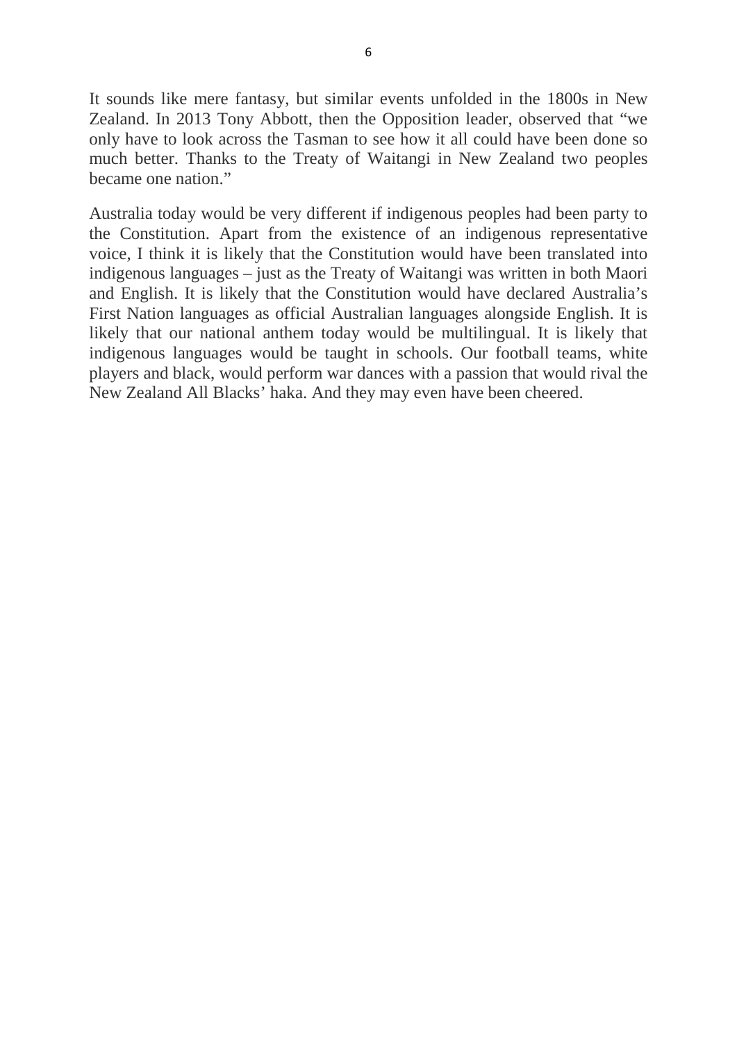It sounds like mere fantasy, but similar events unfolded in the 1800s in New Zealand. In 2013 Tony Abbott, then the Opposition leader, observed that "we only have to look across the Tasman to see how it all could have been done so much better. Thanks to the Treaty of Waitangi in New Zealand two peoples became one nation."

Australia today would be very different if indigenous peoples had been party to the Constitution. Apart from the existence of an indigenous representative voice, I think it is likely that the Constitution would have been translated into indigenous languages – just as the Treaty of Waitangi was written in both Maori and English. It is likely that the Constitution would have declared Australia's First Nation languages as official Australian languages alongside English. It is likely that our national anthem today would be multilingual. It is likely that indigenous languages would be taught in schools. Our football teams, white players and black, would perform war dances with a passion that would rival the New Zealand All Blacks' haka. And they may even have been cheered.